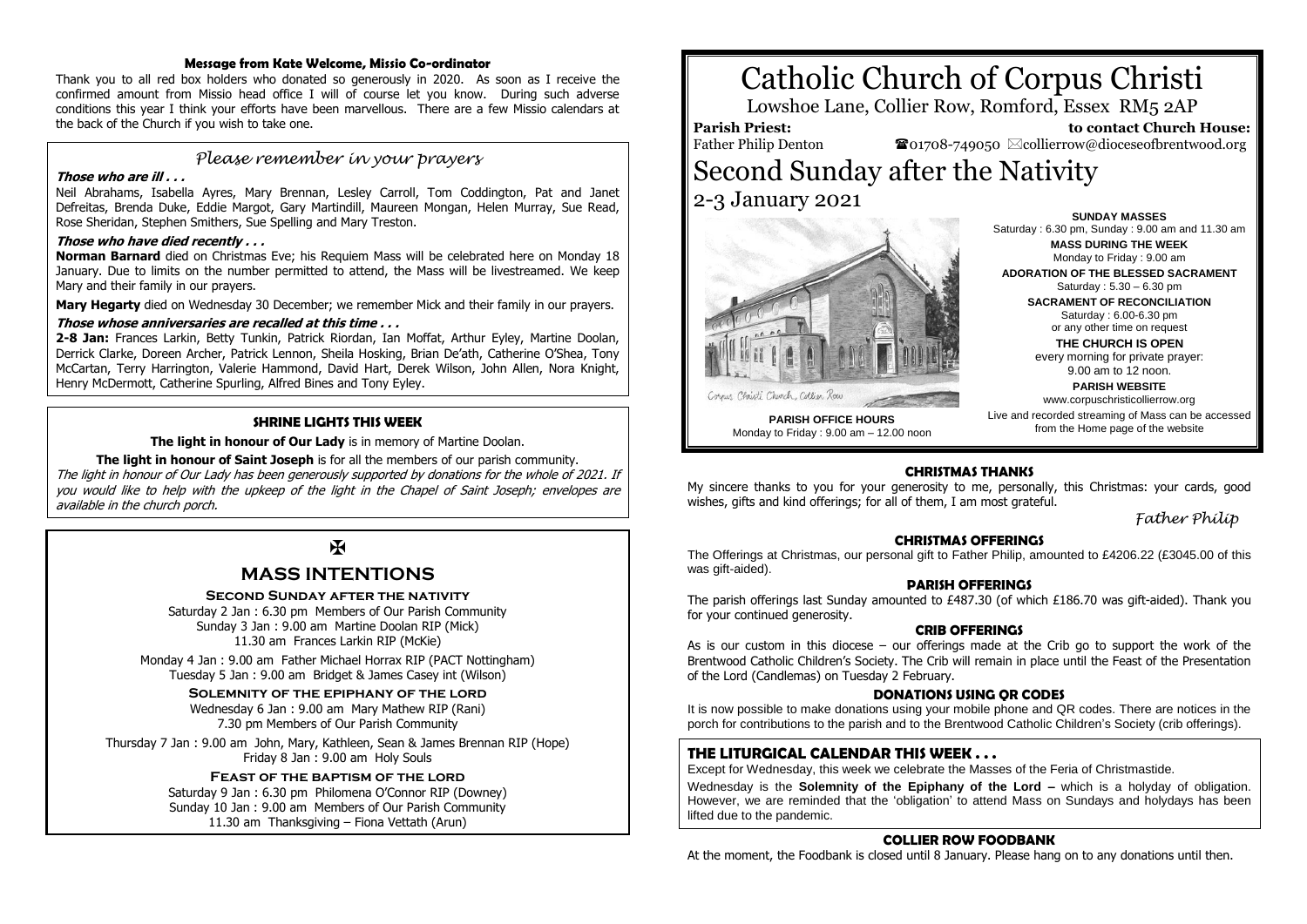# Catholic Church of Corpus Christi

Lowshoe Lane, Collier Row, Romford, Essex RM5 2AP

**Parish Priest:** Father Philip Denton

**to contact Church House:** ☎01708-749050 ✉collierrow@dioceseofbrentwood.org

# Second Sunday after the Nativity

## 2-3 January 2021

Corpus Christi Church, Collier Row

**PARISH OFFICE HOURS**
Monday to Friday : 9.00 am – 12.00 noon

**SUNDAY MASSES**
Saturday : 6.30 pm, Sunday : 9.00 am and 11.30 am

**MASS DURING THE WEEK**
Monday to Friday : 9.00 am

**ADORATION OF THE BLESSED SACRAMENT**
Saturday : 5.30 – 6.30 pm

**SACRAMENT OF RECONCILIATION**
Saturday : 6.00-6.30 pm
or any other time on request

**THE CHURCH IS OPEN**
every morning for private prayer:
9.00 am to 12 noon.

**PARISH WEBSITE**
www.corpuschristicollierrow.org

Live and recorded streaming of Mass can be accessed from the Home page of the website

### Message from Kate Welcome, Missio Co-ordinator

Thank you to all red box holders who donated so generously in 2020. As soon as I receive the confirmed amount from Missio head office I will of course let you know. During such adverse conditions this year I think your efforts have been marvellous. There are a few Missio calendars at the back of the Church if you wish to take one.

### *Please remember in your prayers*

***Those who are ill . . .***

Neil Abrahams, Isabella Ayres, Mary Brennan, Lesley Carroll, Tom Coddington, Pat and Janet Defreitas, Brenda Duke, Eddie Margot, Gary Martindill, Maureen Mongan, Helen Murray, Sue Read, Rose Sheridan, Stephen Smithers, Sue Spelling and Mary Treston.

***Those who have died recently . . .***

**Norman Barnard** died on Christmas Eve; his Requiem Mass will be celebrated here on Monday 18 January. Due to limits on the number permitted to attend, the Mass will be livestreamed. We keep Mary and their family in our prayers.

**Mary Hegarty** died on Wednesday 30 December; we remember Mick and their family in our prayers.

***Those whose anniversaries are recalled at this time . . .***

**2-8 Jan:** Frances Larkin, Betty Tunkin, Patrick Riordan, Ian Moffat, Arthur Eyley, Martine Doolan, Derrick Clarke, Doreen Archer, Patrick Lennon, Sheila Hosking, Brian De'ath, Catherine O'Shea, Tony McCartan, Terry Harrington, Valerie Hammond, David Hart, Derek Wilson, John Allen, Nora Knight, Henry McDermott, Catherine Spurling, Alfred Bines and Tony Eyley.

### SHRINE LIGHTS THIS WEEK

**The light in honour of Our Lady** is in memory of Martine Doolan.

**The light in honour of Saint Joseph** is for all the members of our parish community.

*The light in honour of Our Lady has been generously supported by donations for the whole of 2021. If you would like to help with the upkeep of the light in the Chapel of Saint Joseph; envelopes are available in the church porch.*

✠

## MASS INTENTIONS

**SECOND SUNDAY AFTER THE NATIVITY**

Saturday 2 Jan : 6.30 pm Members of Our Parish Community
Sunday 3 Jan : 9.00 am Martine Doolan RIP (Mick)
11.30 am Frances Larkin RIP (McKie)

Monday 4 Jan : 9.00 am Father Michael Horrax RIP (PACT Nottingham)
Tuesday 5 Jan : 9.00 am Bridget & James Casey int (Wilson)

**SOLEMNITY OF THE EPIPHANY OF THE LORD**

Wednesday 6 Jan : 9.00 am Mary Mathew RIP (Rani)
7.30 pm Members of Our Parish Community

Thursday 7 Jan : 9.00 am John, Mary, Kathleen, Sean & James Brennan RIP (Hope)
Friday 8 Jan : 9.00 am Holy Souls

**FEAST OF THE BAPTISM OF THE LORD**

Saturday 9 Jan : 6.30 pm Philomena O'Connor RIP (Downey)
Sunday 10 Jan : 9.00 am Members of Our Parish Community
11.30 am Thanksgiving – Fiona Vettath (Arun)

### CHRISTMAS THANKS

My sincere thanks to you for your generosity to me, personally, this Christmas: your cards, good wishes, gifts and kind offerings; for all of them, I am most grateful.

*Father Philip*

### CHRISTMAS OFFERINGS

The Offerings at Christmas, our personal gift to Father Philip, amounted to £4206.22 (£3045.00 of this was gift-aided).

### PARISH OFFERINGS

The parish offerings last Sunday amounted to £487.30 (of which £186.70 was gift-aided). Thank you for your continued generosity.

### CRIB OFFERINGS

As is our custom in this diocese – our offerings made at the Crib go to support the work of the Brentwood Catholic Children's Society. The Crib will remain in place until the Feast of the Presentation of the Lord (Candlemas) on Tuesday 2 February.

### DONATIONS USING QR CODES

It is now possible to make donations using your mobile phone and QR codes. There are notices in the porch for contributions to the parish and to the Brentwood Catholic Children's Society (crib offerings).

### THE LITURGICAL CALENDAR THIS WEEK . . .

Except for Wednesday, this week we celebrate the Masses of the Feria of Christmastide.

Wednesday is the **Solemnity of the Epiphany of the Lord –** which is a holyday of obligation. However, we are reminded that the 'obligation' to attend Mass on Sundays and holydays has been lifted due to the pandemic.

### COLLIER ROW FOODBANK

At the moment, the Foodbank is closed until 8 January. Please hang on to any donations until then.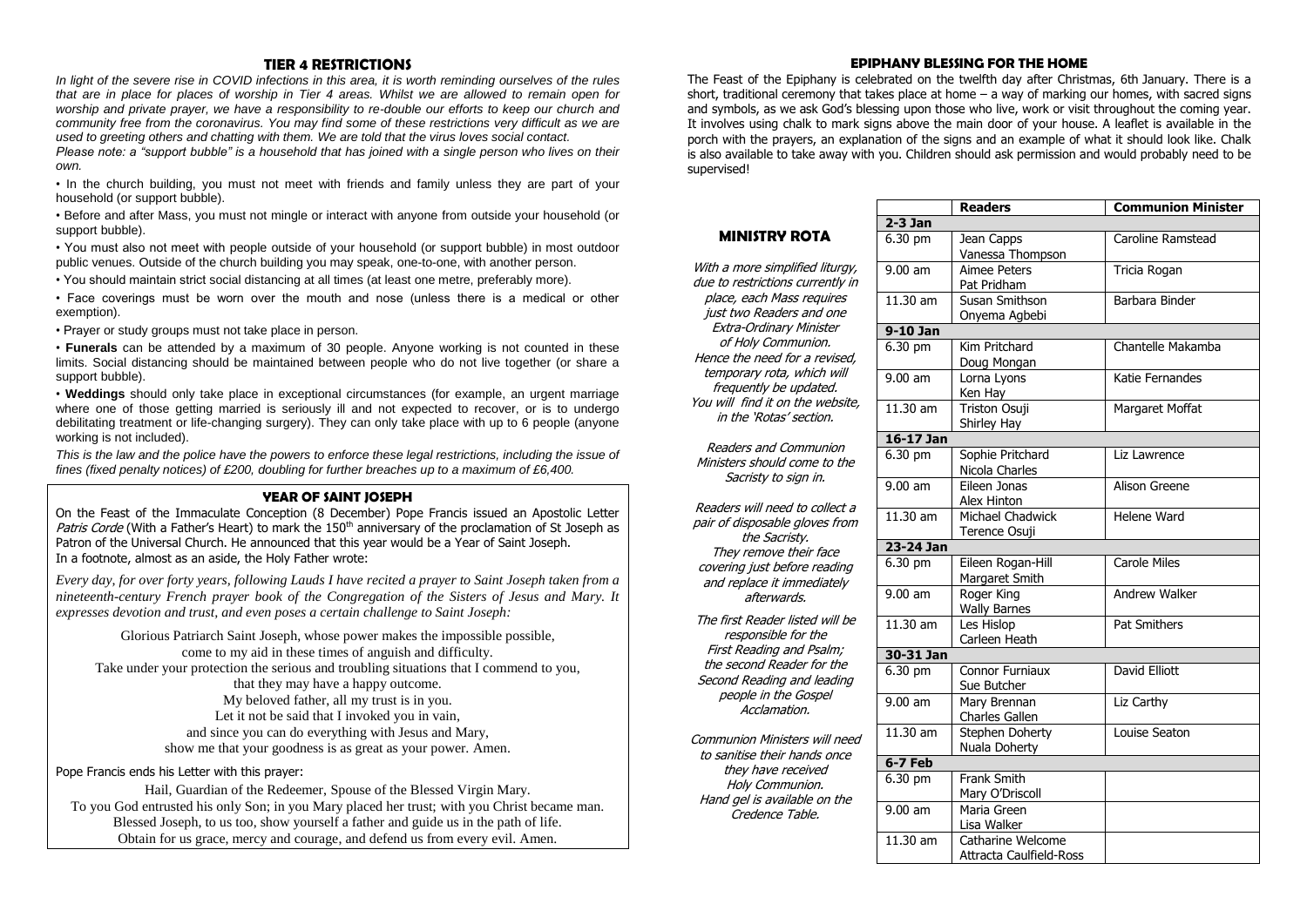## TIER 4 RESTRICTIONS

*In light of the severe rise in COVID infections in this area, it is worth reminding ourselves of the rules that are in place for places of worship in Tier 4 areas. Whilst we are allowed to remain open for worship and private prayer, we have a responsibility to re-double our efforts to keep our church and community free from the coronavirus. You may find some of these restrictions very difficult as we are used to greeting others and chatting with them. We are told that the virus loves social contact.*

*Please note: a "support bubble" is a household that has joined with a single person who lives on their own.*

- In the church building, you must not meet with friends and family unless they are part of your household (or support bubble).
- Before and after Mass, you must not mingle or interact with anyone from outside your household (or support bubble).
- You must also not meet with people outside of your household (or support bubble) in most outdoor public venues. Outside of the church building you may speak, one-to-one, with another person.
- You should maintain strict social distancing at all times (at least one metre, preferably more).
- Face coverings must be worn over the mouth and nose (unless there is a medical or other exemption).
- Prayer or study groups must not take place in person.
- **Funerals** can be attended by a maximum of 30 people. Anyone working is not counted in these limits. Social distancing should be maintained between people who do not live together (or share a support bubble).
- **Weddings** should only take place in exceptional circumstances (for example, an urgent marriage where one of those getting married is seriously ill and not expected to recover, or is to undergo debilitating treatment or life-changing surgery). They can only take place with up to 6 people (anyone working is not included).

*This is the law and the police have the powers to enforce these legal restrictions, including the issue of fines (fixed penalty notices) of £200, doubling for further breaches up to a maximum of £6,400.*

## YEAR OF SAINT JOSEPH

On the Feast of the Immaculate Conception (8 December) Pope Francis issued an Apostolic Letter *Patris Corde* (With a Father's Heart) to mark the 150th anniversary of the proclamation of St Joseph as Patron of the Universal Church. He announced that this year would be a Year of Saint Joseph.
In a footnote, almost as an aside, the Holy Father wrote:

*Every day, for over forty years, following Lauds I have recited a prayer to Saint Joseph taken from a nineteenth-century French prayer book of the Congregation of the Sisters of Jesus and Mary. It expresses devotion and trust, and even poses a certain challenge to Saint Joseph:*

Glorious Patriarch Saint Joseph, whose power makes the impossible possible,
come to my aid in these times of anguish and difficulty.
Take under your protection the serious and troubling situations that I commend to you,
that they may have a happy outcome.
My beloved father, all my trust is in you.
Let it not be said that I invoked you in vain,
and since you can do everything with Jesus and Mary,
show me that your goodness is as great as your power. Amen.

Pope Francis ends his Letter with this prayer:

Hail, Guardian of the Redeemer, Spouse of the Blessed Virgin Mary.
To you God entrusted his only Son; in you Mary placed her trust; with you Christ became man.
Blessed Joseph, to us too, show yourself a father and guide us in the path of life.
Obtain for us grace, mercy and courage, and defend us from every evil. Amen.

## EPIPHANY BLESSING FOR THE HOME

The Feast of the Epiphany is celebrated on the twelfth day after Christmas, 6th January. There is a short, traditional ceremony that takes place at home – a way of marking our homes, with sacred signs and symbols, as we ask God's blessing upon those who live, work or visit throughout the coming year. It involves using chalk to mark signs above the main door of your house. A leaflet is available in the porch with the prayers, an explanation of the signs and an example of what it should look like. Chalk is also available to take away with you. Children should ask permission and would probably need to be supervised!

## MINISTRY ROTA

*With a more simplified liturgy, due to restrictions currently in place, each Mass requires just two Readers and one Extra-Ordinary Minister of Holy Communion. Hence the need for a revised, temporary rota, which will frequently be updated. You will find it on the website, in the 'Rotas' section.*

*Readers and Communion Ministers should come to the Sacristy to sign in.*

*Readers will need to collect a pair of disposable gloves from the Sacristy. They remove their face covering just before reading and replace it immediately afterwards.*

*The first Reader listed will be responsible for the First Reading and Psalm; the second Reader for the Second Reading and leading people in the Gospel Acclamation.*

*Communion Ministers will need to sanitise their hands once they have received Holy Communion. Hand gel is available on the Credence Table.*

| | Readers | Communion Minister |
|---|---|---|
| **2-3 Jan** | | |
| 6.30 pm | Jean Capps<br>Vanessa Thompson | Caroline Ramstead |
| 9.00 am | Aimee Peters<br>Pat Pridham | Tricia Rogan |
| 11.30 am | Susan Smithson<br>Onyema Agbebi | Barbara Binder |
| **9-10 Jan** | | |
| 6.30 pm | Kim Pritchard<br>Doug Mongan | Chantelle Makamba |
| 9.00 am | Lorna Lyons<br>Ken Hay | Katie Fernandes |
| 11.30 am | Triston Osuji<br>Shirley Hay | Margaret Moffat |
| **16-17 Jan** | | |
| 6.30 pm | Sophie Pritchard<br>Nicola Charles | Liz Lawrence |
| 9.00 am | Eileen Jonas<br>Alex Hinton | Alison Greene |
| 11.30 am | Michael Chadwick<br>Terence Osuji | Helene Ward |
| **23-24 Jan** | | |
| 6.30 pm | Eileen Rogan-Hill<br>Margaret Smith | Carole Miles |
| 9.00 am | Roger King<br>Wally Barnes | Andrew Walker |
| 11.30 am | Les Hislop<br>Carleen Heath | Pat Smithers |
| **30-31 Jan** | | |
| 6.30 pm | Connor Furniaux<br>Sue Butcher | David Elliott |
| 9.00 am | Mary Brennan<br>Charles Gallen | Liz Carthy |
| 11.30 am | Stephen Doherty<br>Nuala Doherty | Louise Seaton |
| **6-7 Feb** | | |
| 6.30 pm | Frank Smith<br>Mary O'Driscoll | |
| 9.00 am | Maria Green<br>Lisa Walker | |
| 11.30 am | Catharine Welcome<br>Attracta Caulfield-Ross | |